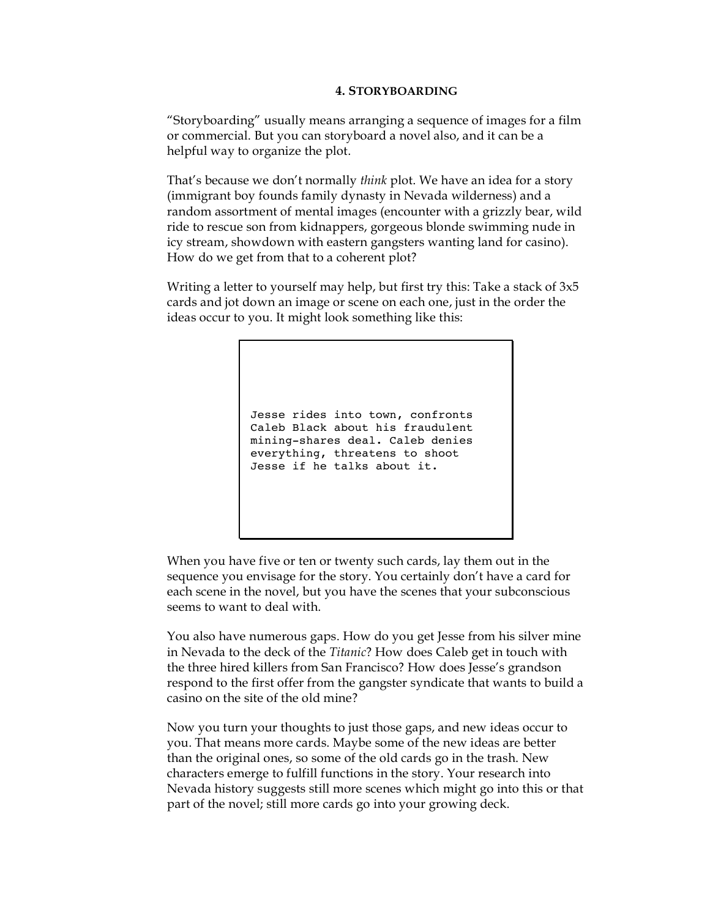## 4. STORYBOARDING

"Storyboarding" usually means arranging a sequence of images for a film or commercial. But you can storyboard a novel also, and it can be a helpful way to organize the plot.

That's because we don't normally *think* plot. We have an idea for a story (immigrant boy founds family dynasty in Nevada wilderness) and a random assortment of mental images (encounter with a grizzly bear, wild ride to rescue son from kidnappers, gorgeous blonde swimming nude in icy stream, showdown with eastern gangsters wanting land for casino). How do we get from that to a coherent plot?

Writing a letter to yourself may help, but first try this: Take a stack of 3x5 cards and jot down an image or scene on each one, just in the order the ideas occur to you. It might look something like this:

```
Jesse rides into town, confronts
Caleb Black about his fraudulent
mining-shares deal. Caleb denies
everything, threatens to shoot
Jesse if he talks about it.
```

When you have five or ten or twenty such cards, lay them out in the sequence you envisage for the story. You certainly don't have a card for each scene in the novel, but you have the scenes that your subconscious seems to want to deal with.

You also have numerous gaps. How do you get Jesse from his silver mine in Nevada to the deck of the *Titanic*? How does Caleb get in touch with the three hired killers from San Francisco? How does Jesse's grandson respond to the first offer from the gangster syndicate that wants to build a casino on the site of the old mine?

Now you turn your thoughts to just those gaps, and new ideas occur to you. That means more cards. Maybe some of the new ideas are better than the original ones, so some of the old cards go in the trash. New characters emerge to fulfill functions in the story. Your research into Nevada history suggests still more scenes which might go into this or that part of the novel; still more cards go into your growing deck.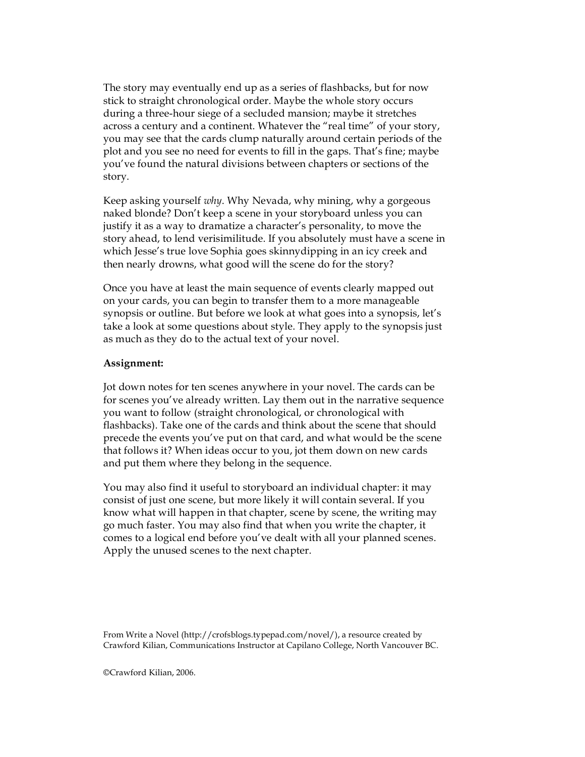The story may eventually end up as a series of flashbacks, but for now stick to straight chronological order. Maybe the whole story occurs during a three-hour siege of a secluded mansion; maybe it stretches across a century and a continent. Whatever the "real time" of your story, you may see that the cards clump naturally around certain periods of the plot and you see no need for events to fill in the gaps. That's fine; maybe you've found the natural divisions between chapters or sections of the story.

Keep asking yourself *why*. Why Nevada, why mining, why a gorgeous naked blonde? Don't keep a scene in your storyboard unless you can justify it as a way to dramatize a character's personality, to move the story ahead, to lend verisimilitude. If you absolutely must have a scene in which Jesse's true love Sophia goes skinnydipping in an icy creek and then nearly drowns, what good will the scene do for the story?

Once you have at least the main sequence of events clearly mapped out on your cards, you can begin to transfer them to a more manageable synopsis or outline. But before we look at what goes into a synopsis, let's take a look at some questions about style. They apply to the synopsis just as much as they do to the actual text of your novel.

**Assignment:**

Jot down notes for ten scenes anywhere in your novel. The cards can be for scenes you've already written. Lay them out in the narrative sequence you want to follow (straight chronological, or chronological with flashbacks). Take one of the cards and think about the scene that should precede the events you've put on that card, and what would be the scene that follows it? When ideas occur to you, jot them down on new cards and put them where they belong in the sequence.

You may also find it useful to storyboard an individual chapter: it may consist of just one scene, but more likely it will contain several. If you know what will happen in that chapter, scene by scene, the writing may go much faster. You may also find that when you write the chapter, it comes to a logical end before you've dealt with all your planned scenes. Apply the unused scenes to the next chapter.

From Write a Novel (http://crofsblogs.typepad.com/novel/), a resource created by Crawford Kilian, Communications Instructor at Capilano College, North Vancouver BC.

©Crawford Kilian, 2006.